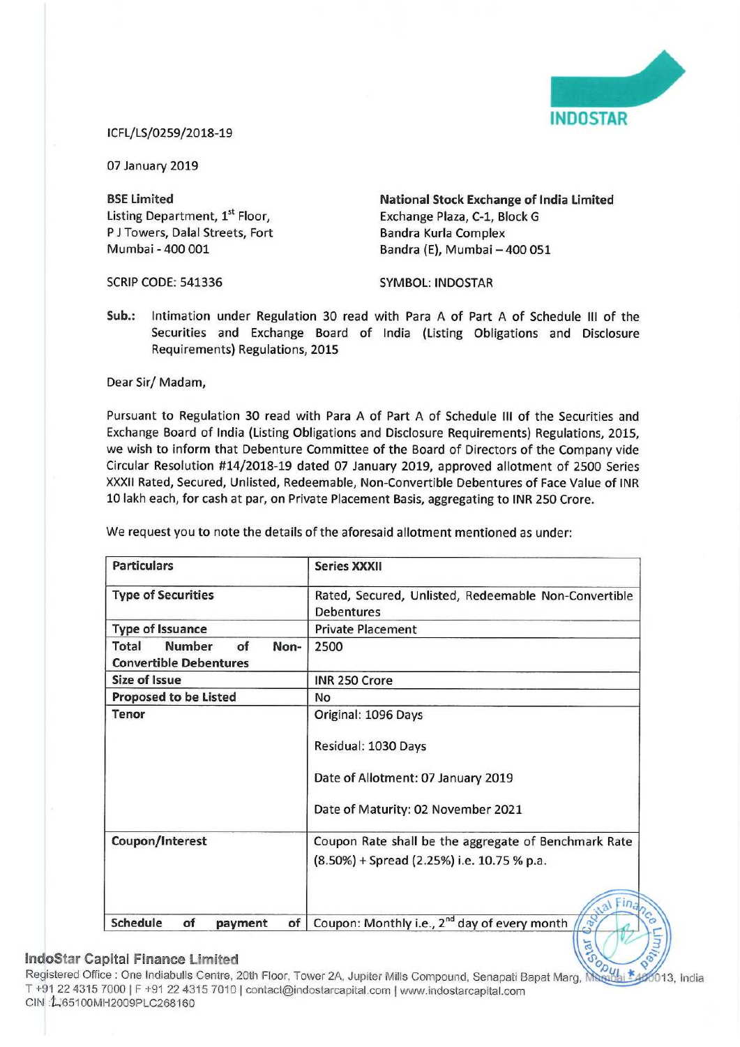ICFL/LS/0259/2018-19

07 January 2019

**BSE Limited**
Listing Department, 1st Floor,
P J Towers, Dalal Streets, Fort
Mumbai - 400 001

SCRIP CODE: 541336

**National Stock Exchange of India Limited**
Exchange Plaza, C-1, Block G
Bandra Kurla Complex
Bandra (E), Mumbai – 400 051

SYMBOL: INDOSTAR

**Sub.:** Intimation under Regulation 30 read with Para A of Part A of Schedule III of the Securities and Exchange Board of India (Listing Obligations and Disclosure Requirements) Regulations, 2015

Dear Sir/ Madam,

Pursuant to Regulation 30 read with Para A of Part A of Schedule III of the Securities and Exchange Board of India (Listing Obligations and Disclosure Requirements) Regulations, 2015, we wish to inform that Debenture Committee of the Board of Directors of the Company vide Circular Resolution #14/2018-19 dated 07 January 2019, approved allotment of 2500 Series XXXII Rated, Secured, Unlisted, Redeemable, Non-Convertible Debentures of Face Value of INR 10 lakh each, for cash at par, on Private Placement Basis, aggregating to INR 250 Crore.

We request you to note the details of the aforesaid allotment mentioned as under:

| **Particulars** | **Series XXXII** |
|---|---|
| **Type of Securities** | Rated, Secured, Unlisted, Redeemable Non-Convertible Debentures |
| **Type of Issuance** | Private Placement |
| **Total Number of Non-Convertible Debentures** | 2500 |
| **Size of Issue** | INR 250 Crore |
| **Proposed to be Listed** | No |
| **Tenor** | Original: 1096 Days<br><br>Residual: 1030 Days<br><br>Date of Allotment: 07 January 2019<br><br>Date of Maturity: 02 November 2021 |
| **Coupon/Interest** | Coupon Rate shall be the aggregate of Benchmark Rate (8.50%) + Spread (2.25%) i.e. 10.75 % p.a. |
| **Schedule of payment of** | Coupon: Monthly i.e., 2nd day of every month |

**IndoStar Capital Finance Limited**
Registered Office : One Indiabulls Centre, 20th Floor, Tower 2A, Jupiter Mills Compound, Senapati Bapat Marg, Mumbai 400013, India
T +91 22 4315 7000 | F +91 22 4315 7010 | contact@indostarcapital.com | www.indostarcapital.com
CIN L65100MH2009PLC268160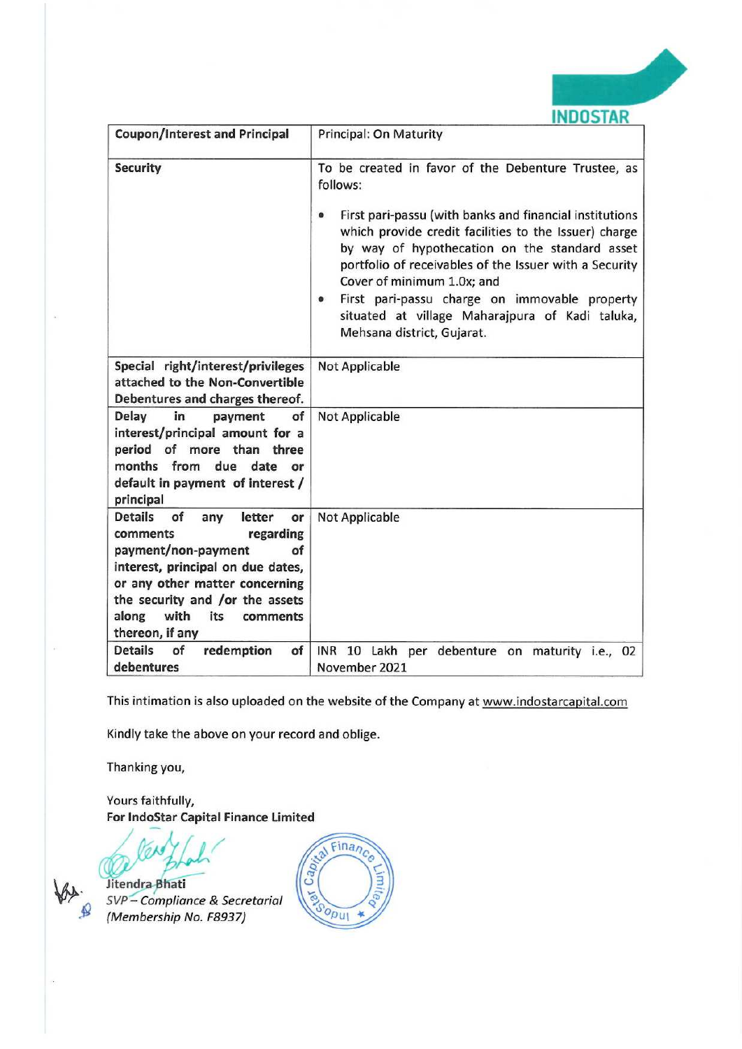| | |
|---|---|
| **Coupon/Interest and Principal** | Principal: On Maturity |
| **Security** | To be created in favor of the Debenture Trustee, as follows:<br><br>• First pari-passu (with banks and financial institutions which provide credit facilities to the Issuer) charge by way of hypothecation on the standard asset portfolio of receivables of the Issuer with a Security Cover of minimum 1.0x; and<br>• First pari-passu charge on immovable property situated at village Maharajpura of Kadi taluka, Mehsana district, Gujarat. |
| **Special right/interest/privileges attached to the Non-Convertible Debentures and charges thereof.** | Not Applicable |
| **Delay in payment of interest/principal amount for a period of more than three months from due date or default in payment of interest / principal** | Not Applicable |
| **Details of any letter or comments regarding payment/non-payment of interest, principal on due dates, or any other matter concerning the security and /or the assets along with its comments thereon, if any** | Not Applicable |
| **Details of redemption of debentures** | INR 10 Lakh per debenture on maturity i.e., 02 November 2021 |

This intimation is also uploaded on the website of the Company at www.indostarcapital.com

Kindly take the above on your record and oblige.

Thanking you,

Yours faithfully,
**For IndoStar Capital Finance Limited**

Jitendra Bhati
*SVP – Compliance & Secretarial*
*(Membership No. F8937)*